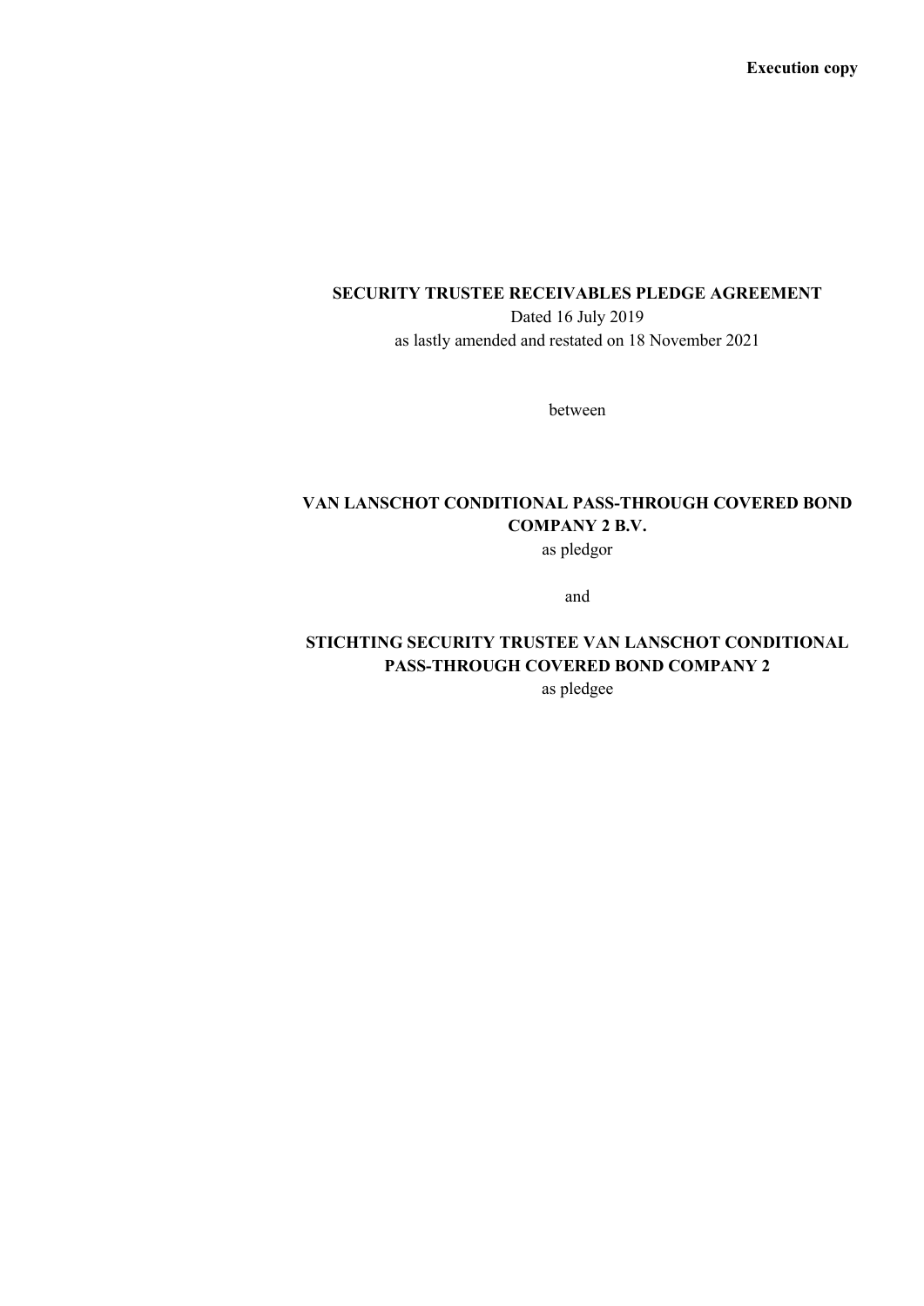**Execution copy**

**SECURITY TRUSTEE RECEIVABLES PLEDGE AGREEMENT**

Dated 16 July 2019

as lastly amended and restated on 18 November 2021

between

**VAN LANSCHOT CONDITIONAL PASS-THROUGH COVERED BOND COMPANY 2 B.V.**

as pledgor

and

**STICHTING SECURITY TRUSTEE VAN LANSCHOT CONDITIONAL PASS-THROUGH COVERED BOND COMPANY 2**

as pledgee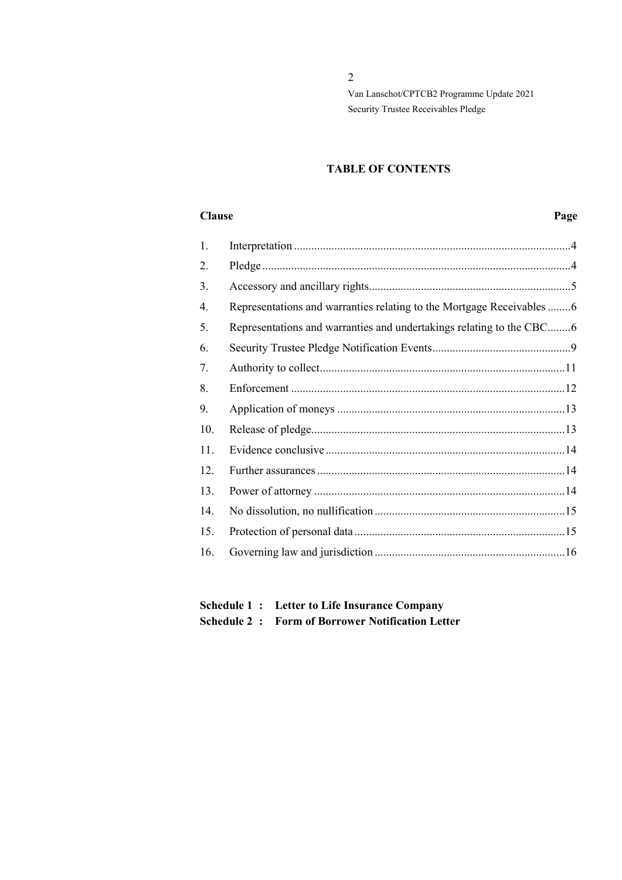## TABLE OF CONTENTS

| Clause | | Page |
|---|---|---|
| 1. | Interpretation | 4 |
| 2. | Pledge | 4 |
| 3. | Accessory and ancillary rights | 5 |
| 4. | Representations and warranties relating to the Mortgage Receivables | 6 |
| 5. | Representations and warranties and undertakings relating to the CBC | 6 |
| 6. | Security Trustee Pledge Notification Events | 9 |
| 7. | Authority to collect | 11 |
| 8. | Enforcement | 12 |
| 9. | Application of moneys | 13 |
| 10. | Release of pledge | 13 |
| 11. | Evidence conclusive | 14 |
| 12. | Further assurances | 14 |
| 13. | Power of attorney | 14 |
| 14. | No dissolution, no nullification | 15 |
| 15. | Protection of personal data | 15 |
| 16. | Governing law and jurisdiction | 16 |

**Schedule 1 : Letter to Life Insurance Company**

**Schedule 2 : Form of Borrower Notification Letter**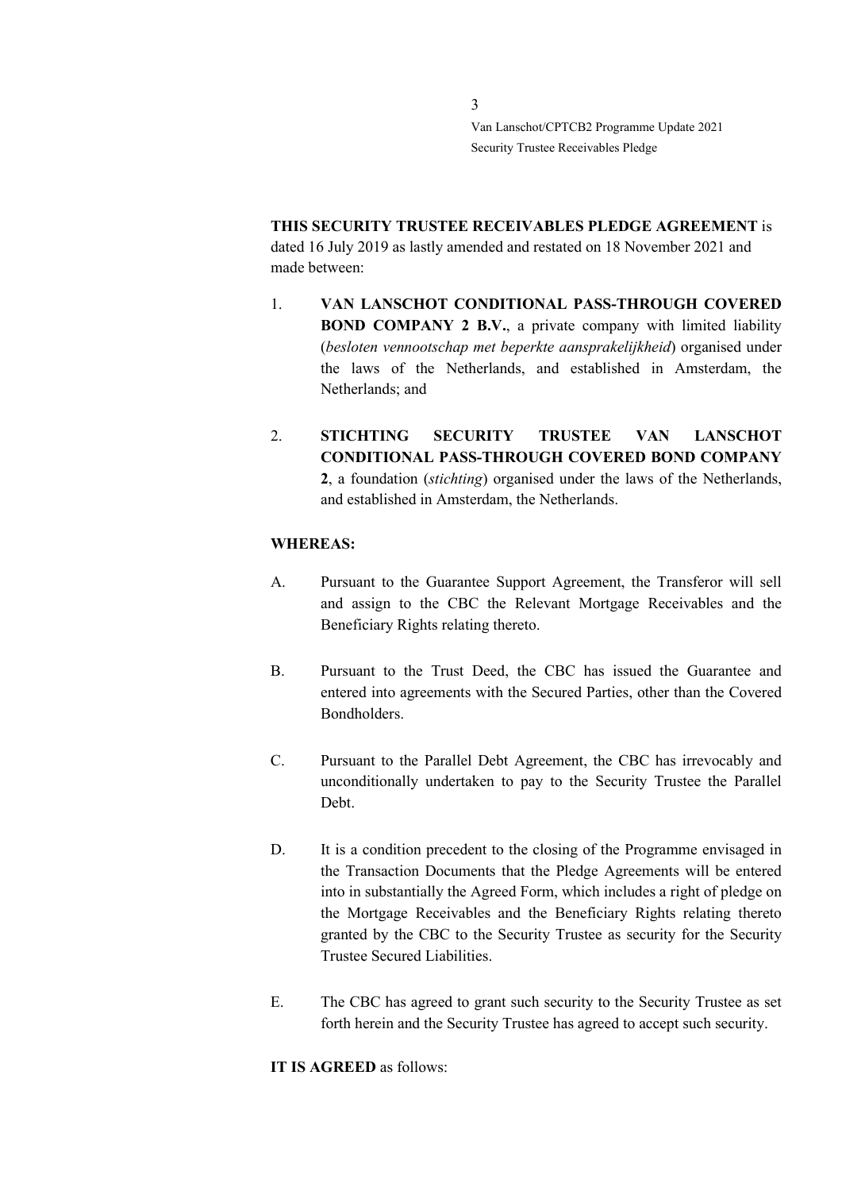**THIS SECURITY TRUSTEE RECEIVABLES PLEDGE AGREEMENT** is dated 16 July 2019 as lastly amended and restated on 18 November 2021 and made between:

1. **VAN LANSCHOT CONDITIONAL PASS-THROUGH COVERED BOND COMPANY 2 B.V.**, a private company with limited liability (*besloten vennootschap met beperkte aansprakelijkheid*) organised under the laws of the Netherlands, and established in Amsterdam, the Netherlands; and

2. **STICHTING SECURITY TRUSTEE VAN LANSCHOT CONDITIONAL PASS-THROUGH COVERED BOND COMPANY 2**, a foundation (*stichting*) organised under the laws of the Netherlands, and established in Amsterdam, the Netherlands.

**WHEREAS:**

A. Pursuant to the Guarantee Support Agreement, the Transferor will sell and assign to the CBC the Relevant Mortgage Receivables and the Beneficiary Rights relating thereto.

B. Pursuant to the Trust Deed, the CBC has issued the Guarantee and entered into agreements with the Secured Parties, other than the Covered Bondholders.

C. Pursuant to the Parallel Debt Agreement, the CBC has irrevocably and unconditionally undertaken to pay to the Security Trustee the Parallel Debt.

D. It is a condition precedent to the closing of the Programme envisaged in the Transaction Documents that the Pledge Agreements will be entered into in substantially the Agreed Form, which includes a right of pledge on the Mortgage Receivables and the Beneficiary Rights relating thereto granted by the CBC to the Security Trustee as security for the Security Trustee Secured Liabilities.

E. The CBC has agreed to grant such security to the Security Trustee as set forth herein and the Security Trustee has agreed to accept such security.

**IT IS AGREED** as follows: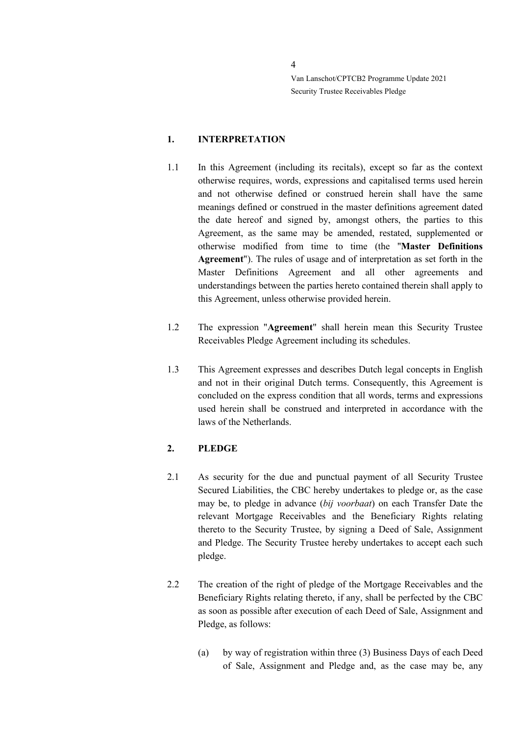## 1. INTERPRETATION

1.1 In this Agreement (including its recitals), except so far as the context otherwise requires, words, expressions and capitalised terms used herein and not otherwise defined or construed herein shall have the same meanings defined or construed in the master definitions agreement dated the date hereof and signed by, amongst others, the parties to this Agreement, as the same may be amended, restated, supplemented or otherwise modified from time to time (the "**Master Definitions Agreement**"). The rules of usage and of interpretation as set forth in the Master Definitions Agreement and all other agreements and understandings between the parties hereto contained therein shall apply to this Agreement, unless otherwise provided herein.

1.2 The expression "**Agreement**" shall herein mean this Security Trustee Receivables Pledge Agreement including its schedules.

1.3 This Agreement expresses and describes Dutch legal concepts in English and not in their original Dutch terms. Consequently, this Agreement is concluded on the express condition that all words, terms and expressions used herein shall be construed and interpreted in accordance with the laws of the Netherlands.

## 2. PLEDGE

2.1 As security for the due and punctual payment of all Security Trustee Secured Liabilities, the CBC hereby undertakes to pledge or, as the case may be, to pledge in advance (*bij voorbaat*) on each Transfer Date the relevant Mortgage Receivables and the Beneficiary Rights relating thereto to the Security Trustee, by signing a Deed of Sale, Assignment and Pledge. The Security Trustee hereby undertakes to accept each such pledge.

2.2 The creation of the right of pledge of the Mortgage Receivables and the Beneficiary Rights relating thereto, if any, shall be perfected by the CBC as soon as possible after execution of each Deed of Sale, Assignment and Pledge, as follows:

(a) by way of registration within three (3) Business Days of each Deed of Sale, Assignment and Pledge and, as the case may be, any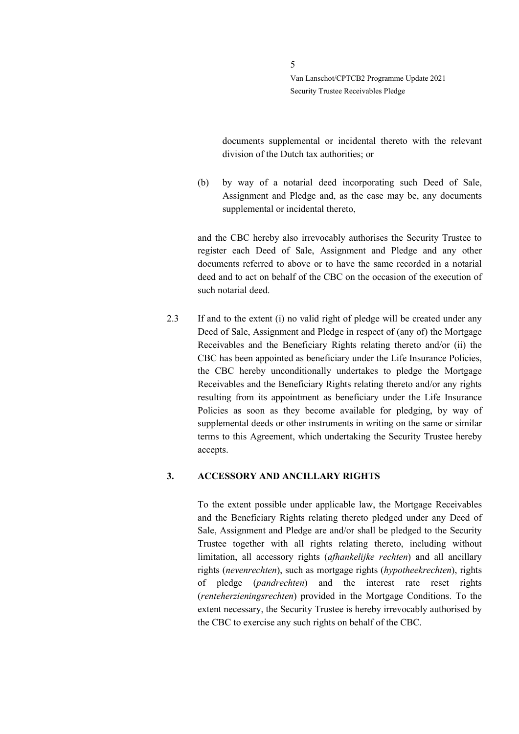documents supplemental or incidental thereto with the relevant division of the Dutch tax authorities; or

(b) by way of a notarial deed incorporating such Deed of Sale, Assignment and Pledge and, as the case may be, any documents supplemental or incidental thereto,

and the CBC hereby also irrevocably authorises the Security Trustee to register each Deed of Sale, Assignment and Pledge and any other documents referred to above or to have the same recorded in a notarial deed and to act on behalf of the CBC on the occasion of the execution of such notarial deed.

2.3 If and to the extent (i) no valid right of pledge will be created under any Deed of Sale, Assignment and Pledge in respect of (any of) the Mortgage Receivables and the Beneficiary Rights relating thereto and/or (ii) the CBC has been appointed as beneficiary under the Life Insurance Policies, the CBC hereby unconditionally undertakes to pledge the Mortgage Receivables and the Beneficiary Rights relating thereto and/or any rights resulting from its appointment as beneficiary under the Life Insurance Policies as soon as they become available for pledging, by way of supplemental deeds or other instruments in writing on the same or similar terms to this Agreement, which undertaking the Security Trustee hereby accepts.

## 3. ACCESSORY AND ANCILLARY RIGHTS

To the extent possible under applicable law, the Mortgage Receivables and the Beneficiary Rights relating thereto pledged under any Deed of Sale, Assignment and Pledge are and/or shall be pledged to the Security Trustee together with all rights relating thereto, including without limitation, all accessory rights (*afhankelijke rechten*) and all ancillary rights (*nevenrechten*), such as mortgage rights (*hypotheekrechten*), rights of pledge (*pandrechten*) and the interest rate reset rights (*renteherzieningsrechten*) provided in the Mortgage Conditions. To the extent necessary, the Security Trustee is hereby irrevocably authorised by the CBC to exercise any such rights on behalf of the CBC.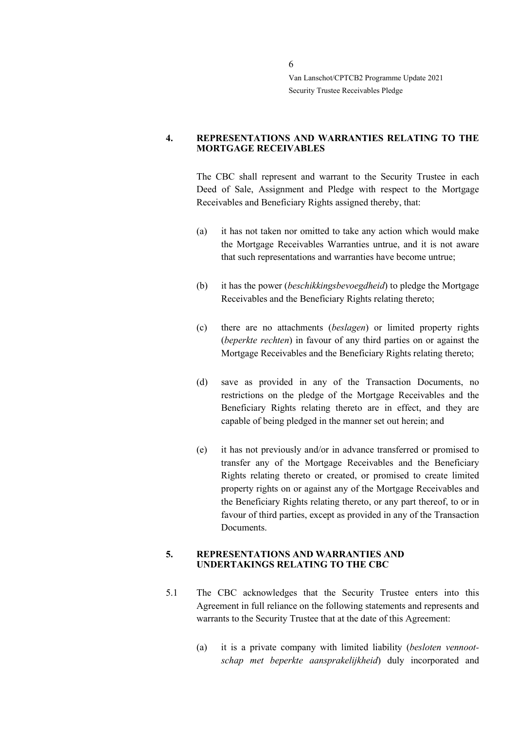## 4. REPRESENTATIONS AND WARRANTIES RELATING TO THE MORTGAGE RECEIVABLES

The CBC shall represent and warrant to the Security Trustee in each Deed of Sale, Assignment and Pledge with respect to the Mortgage Receivables and Beneficiary Rights assigned thereby, that:

(a) it has not taken nor omitted to take any action which would make the Mortgage Receivables Warranties untrue, and it is not aware that such representations and warranties have become untrue;

(b) it has the power (*beschikkingsbevoegdheid*) to pledge the Mortgage Receivables and the Beneficiary Rights relating thereto;

(c) there are no attachments (*beslagen*) or limited property rights (*beperkte rechten*) in favour of any third parties on or against the Mortgage Receivables and the Beneficiary Rights relating thereto;

(d) save as provided in any of the Transaction Documents, no restrictions on the pledge of the Mortgage Receivables and the Beneficiary Rights relating thereto are in effect, and they are capable of being pledged in the manner set out herein; and

(e) it has not previously and/or in advance transferred or promised to transfer any of the Mortgage Receivables and the Beneficiary Rights relating thereto or created, or promised to create limited property rights on or against any of the Mortgage Receivables and the Beneficiary Rights relating thereto, or any part thereof, to or in favour of third parties, except as provided in any of the Transaction Documents.

## 5. REPRESENTATIONS AND WARRANTIES AND UNDERTAKINGS RELATING TO THE CBC

5.1 The CBC acknowledges that the Security Trustee enters into this Agreement in full reliance on the following statements and represents and warrants to the Security Trustee that at the date of this Agreement:

(a) it is a private company with limited liability (*besloten vennootschap met beperkte aansprakelijkheid*) duly incorporated and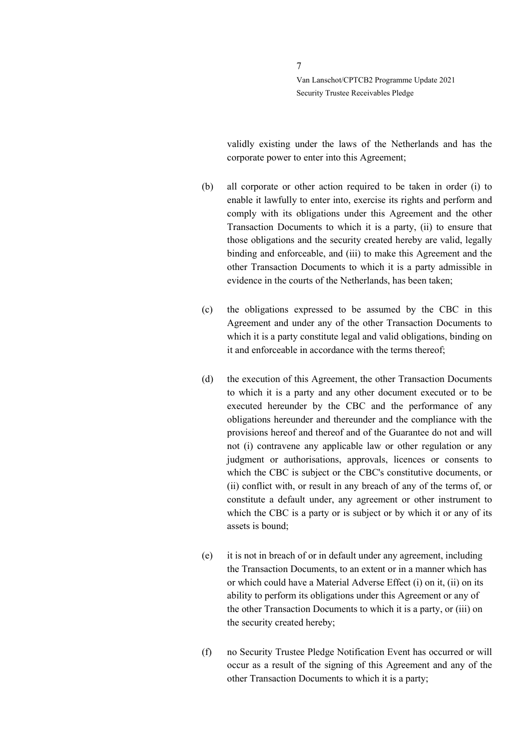validly existing under the laws of the Netherlands and has the corporate power to enter into this Agreement;

(b) all corporate or other action required to be taken in order (i) to enable it lawfully to enter into, exercise its rights and perform and comply with its obligations under this Agreement and the other Transaction Documents to which it is a party, (ii) to ensure that those obligations and the security created hereby are valid, legally binding and enforceable, and (iii) to make this Agreement and the other Transaction Documents to which it is a party admissible in evidence in the courts of the Netherlands, has been taken;

(c) the obligations expressed to be assumed by the CBC in this Agreement and under any of the other Transaction Documents to which it is a party constitute legal and valid obligations, binding on it and enforceable in accordance with the terms thereof;

(d) the execution of this Agreement, the other Transaction Documents to which it is a party and any other document executed or to be executed hereunder by the CBC and the performance of any obligations hereunder and thereunder and the compliance with the provisions hereof and thereof and of the Guarantee do not and will not (i) contravene any applicable law or other regulation or any judgment or authorisations, approvals, licences or consents to which the CBC is subject or the CBC's constitutive documents, or (ii) conflict with, or result in any breach of any of the terms of, or constitute a default under, any agreement or other instrument to which the CBC is a party or is subject or by which it or any of its assets is bound;

(e) it is not in breach of or in default under any agreement, including the Transaction Documents, to an extent or in a manner which has or which could have a Material Adverse Effect (i) on it, (ii) on its ability to perform its obligations under this Agreement or any of the other Transaction Documents to which it is a party, or (iii) on the security created hereby;

(f) no Security Trustee Pledge Notification Event has occurred or will occur as a result of the signing of this Agreement and any of the other Transaction Documents to which it is a party;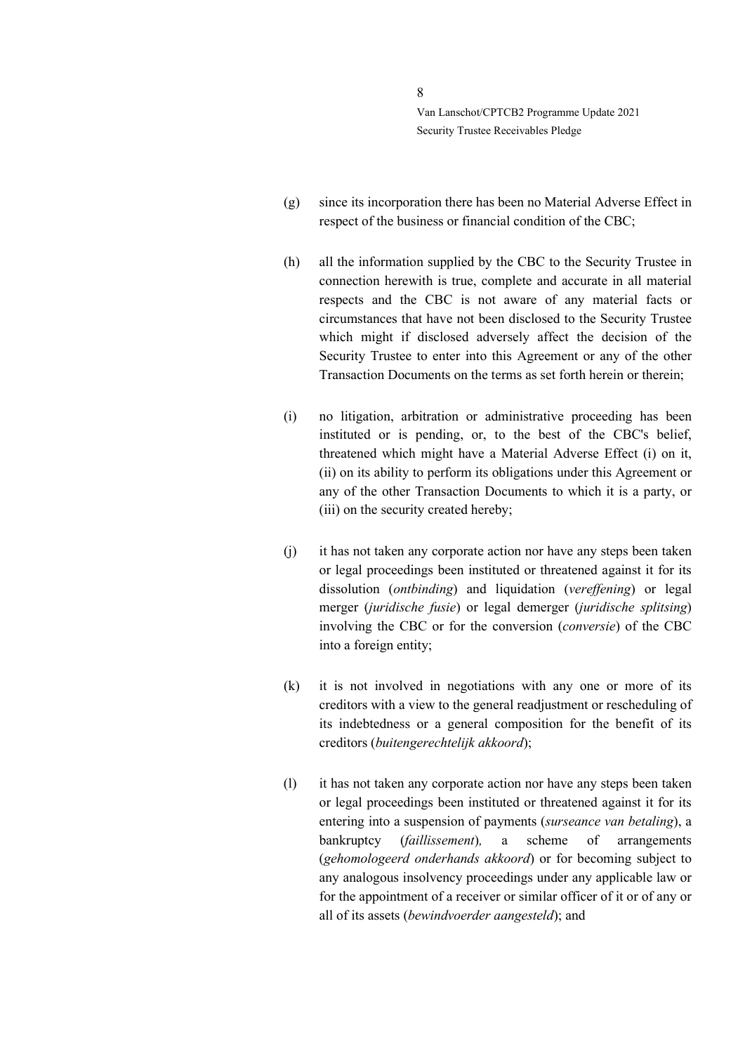(g) since its incorporation there has been no Material Adverse Effect in respect of the business or financial condition of the CBC;

(h) all the information supplied by the CBC to the Security Trustee in connection herewith is true, complete and accurate in all material respects and the CBC is not aware of any material facts or circumstances that have not been disclosed to the Security Trustee which might if disclosed adversely affect the decision of the Security Trustee to enter into this Agreement or any of the other Transaction Documents on the terms as set forth herein or therein;

(i) no litigation, arbitration or administrative proceeding has been instituted or is pending, or, to the best of the CBC's belief, threatened which might have a Material Adverse Effect (i) on it, (ii) on its ability to perform its obligations under this Agreement or any of the other Transaction Documents to which it is a party, or (iii) on the security created hereby;

(j) it has not taken any corporate action nor have any steps been taken or legal proceedings been instituted or threatened against it for its dissolution (*ontbinding*) and liquidation (*vereffening*) or legal merger (*juridische fusie*) or legal demerger (*juridische splitsing*) involving the CBC or for the conversion (*conversie*) of the CBC into a foreign entity;

(k) it is not involved in negotiations with any one or more of its creditors with a view to the general readjustment or rescheduling of its indebtedness or a general composition for the benefit of its creditors (*buitengerechtelijk akkoord*);

(l) it has not taken any corporate action nor have any steps been taken or legal proceedings been instituted or threatened against it for its entering into a suspension of payments (*surseance van betaling*), a bankruptcy (*faillissement*), a scheme of arrangements (*gehomologeerd onderhands akkoord*) or for becoming subject to any analogous insolvency proceedings under any applicable law or for the appointment of a receiver or similar officer of it or of any or all of its assets (*bewindvoerder aangesteld*); and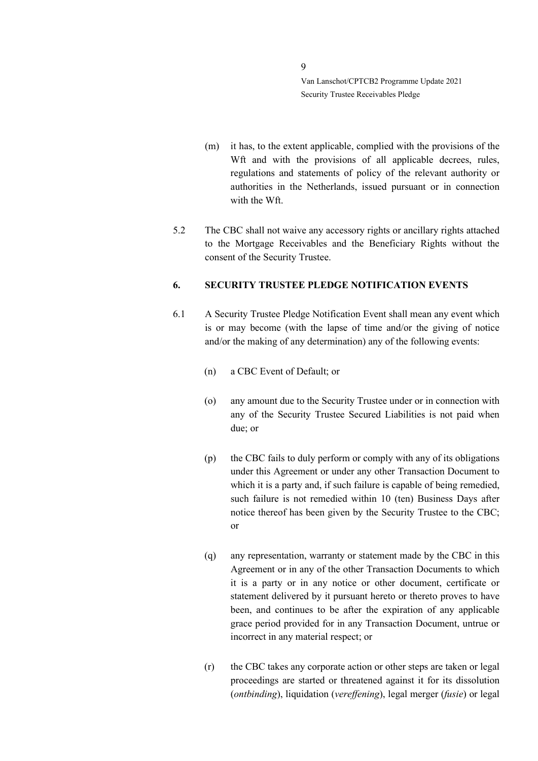(m) it has, to the extent applicable, complied with the provisions of the Wft and with the provisions of all applicable decrees, rules, regulations and statements of policy of the relevant authority or authorities in the Netherlands, issued pursuant or in connection with the Wft.

5.2 The CBC shall not waive any accessory rights or ancillary rights attached to the Mortgage Receivables and the Beneficiary Rights without the consent of the Security Trustee.

## 6. SECURITY TRUSTEE PLEDGE NOTIFICATION EVENTS

6.1 A Security Trustee Pledge Notification Event shall mean any event which is or may become (with the lapse of time and/or the giving of notice and/or the making of any determination) any of the following events:

(n) a CBC Event of Default; or

(o) any amount due to the Security Trustee under or in connection with any of the Security Trustee Secured Liabilities is not paid when due; or

(p) the CBC fails to duly perform or comply with any of its obligations under this Agreement or under any other Transaction Document to which it is a party and, if such failure is capable of being remedied, such failure is not remedied within 10 (ten) Business Days after notice thereof has been given by the Security Trustee to the CBC; or

(q) any representation, warranty or statement made by the CBC in this Agreement or in any of the other Transaction Documents to which it is a party or in any notice or other document, certificate or statement delivered by it pursuant hereto or thereto proves to have been, and continues to be after the expiration of any applicable grace period provided for in any Transaction Document, untrue or incorrect in any material respect; or

(r) the CBC takes any corporate action or other steps are taken or legal proceedings are started or threatened against it for its dissolution (*ontbinding*), liquidation (*vereffening*), legal merger (*fusie*) or legal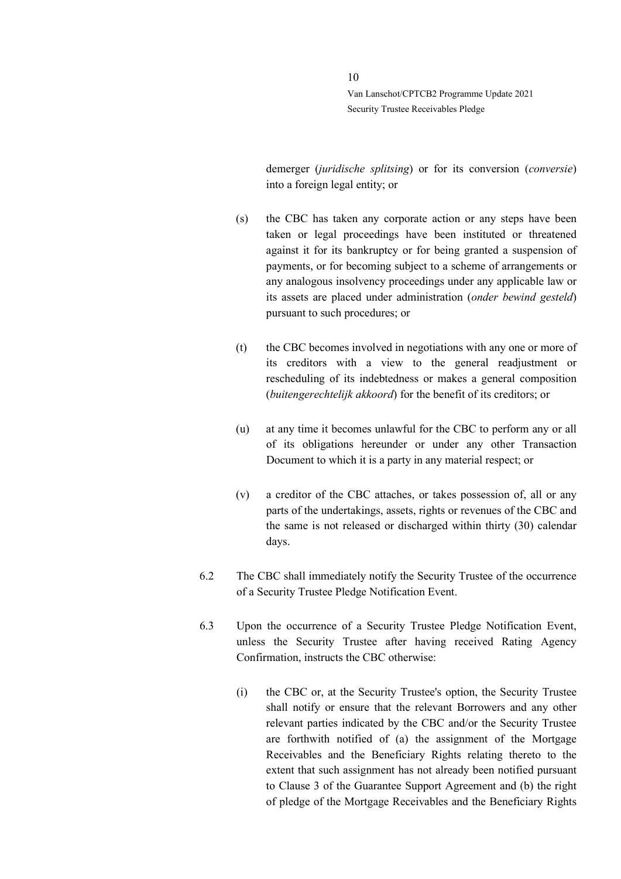demerger (*juridische splitsing*) or for its conversion (*conversie*) into a foreign legal entity; or

(s) the CBC has taken any corporate action or any steps have been taken or legal proceedings have been instituted or threatened against it for its bankruptcy or for being granted a suspension of payments, or for becoming subject to a scheme of arrangements or any analogous insolvency proceedings under any applicable law or its assets are placed under administration (*onder bewind gesteld*) pursuant to such procedures; or

(t) the CBC becomes involved in negotiations with any one or more of its creditors with a view to the general readjustment or rescheduling of its indebtedness or makes a general composition (*buitengerechtelijk akkoord*) for the benefit of its creditors; or

(u) at any time it becomes unlawful for the CBC to perform any or all of its obligations hereunder or under any other Transaction Document to which it is a party in any material respect; or

(v) a creditor of the CBC attaches, or takes possession of, all or any parts of the undertakings, assets, rights or revenues of the CBC and the same is not released or discharged within thirty (30) calendar days.

6.2 The CBC shall immediately notify the Security Trustee of the occurrence of a Security Trustee Pledge Notification Event.

6.3 Upon the occurrence of a Security Trustee Pledge Notification Event, unless the Security Trustee after having received Rating Agency Confirmation, instructs the CBC otherwise:

(i) the CBC or, at the Security Trustee's option, the Security Trustee shall notify or ensure that the relevant Borrowers and any other relevant parties indicated by the CBC and/or the Security Trustee are forthwith notified of (a) the assignment of the Mortgage Receivables and the Beneficiary Rights relating thereto to the extent that such assignment has not already been notified pursuant to Clause 3 of the Guarantee Support Agreement and (b) the right of pledge of the Mortgage Receivables and the Beneficiary Rights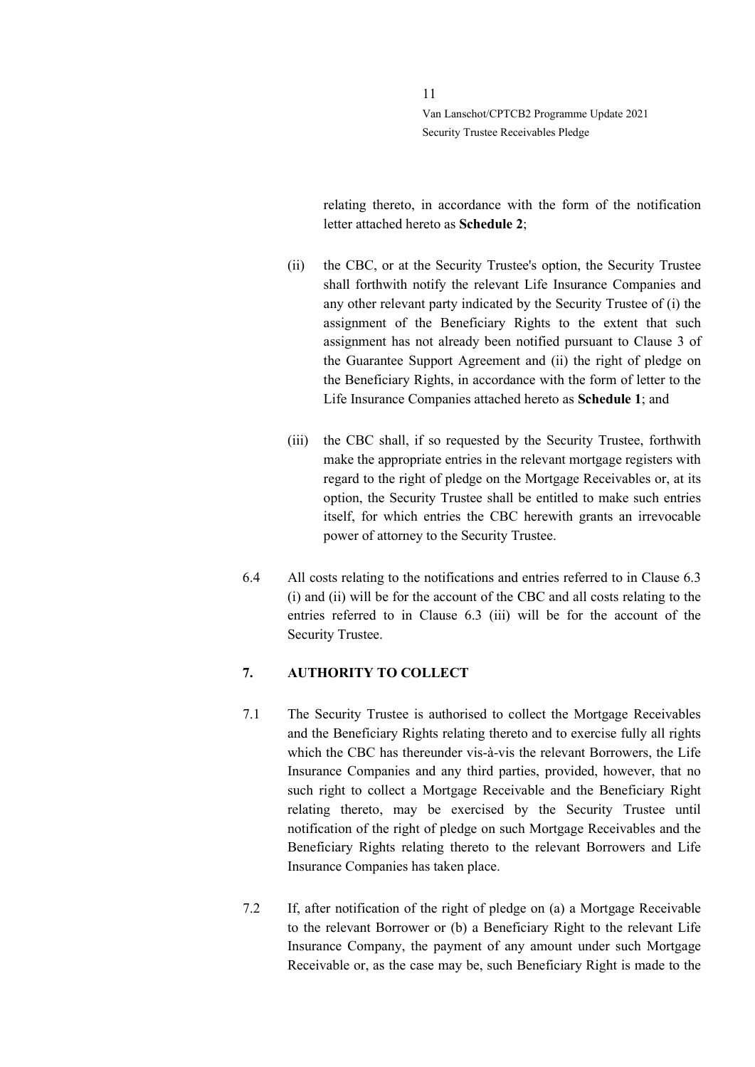relating thereto, in accordance with the form of the notification letter attached hereto as **Schedule 2**;

(ii) the CBC, or at the Security Trustee's option, the Security Trustee shall forthwith notify the relevant Life Insurance Companies and any other relevant party indicated by the Security Trustee of (i) the assignment of the Beneficiary Rights to the extent that such assignment has not already been notified pursuant to Clause 3 of the Guarantee Support Agreement and (ii) the right of pledge on the Beneficiary Rights, in accordance with the form of letter to the Life Insurance Companies attached hereto as **Schedule 1**; and

(iii) the CBC shall, if so requested by the Security Trustee, forthwith make the appropriate entries in the relevant mortgage registers with regard to the right of pledge on the Mortgage Receivables or, at its option, the Security Trustee shall be entitled to make such entries itself, for which entries the CBC herewith grants an irrevocable power of attorney to the Security Trustee.

6.4 All costs relating to the notifications and entries referred to in Clause 6.3 (i) and (ii) will be for the account of the CBC and all costs relating to the entries referred to in Clause 6.3 (iii) will be for the account of the Security Trustee.

## 7. AUTHORITY TO COLLECT

7.1 The Security Trustee is authorised to collect the Mortgage Receivables and the Beneficiary Rights relating thereto and to exercise fully all rights which the CBC has thereunder vis-à-vis the relevant Borrowers, the Life Insurance Companies and any third parties, provided, however, that no such right to collect a Mortgage Receivable and the Beneficiary Right relating thereto, may be exercised by the Security Trustee until notification of the right of pledge on such Mortgage Receivables and the Beneficiary Rights relating thereto to the relevant Borrowers and Life Insurance Companies has taken place.

7.2 If, after notification of the right of pledge on (a) a Mortgage Receivable to the relevant Borrower or (b) a Beneficiary Right to the relevant Life Insurance Company, the payment of any amount under such Mortgage Receivable or, as the case may be, such Beneficiary Right is made to the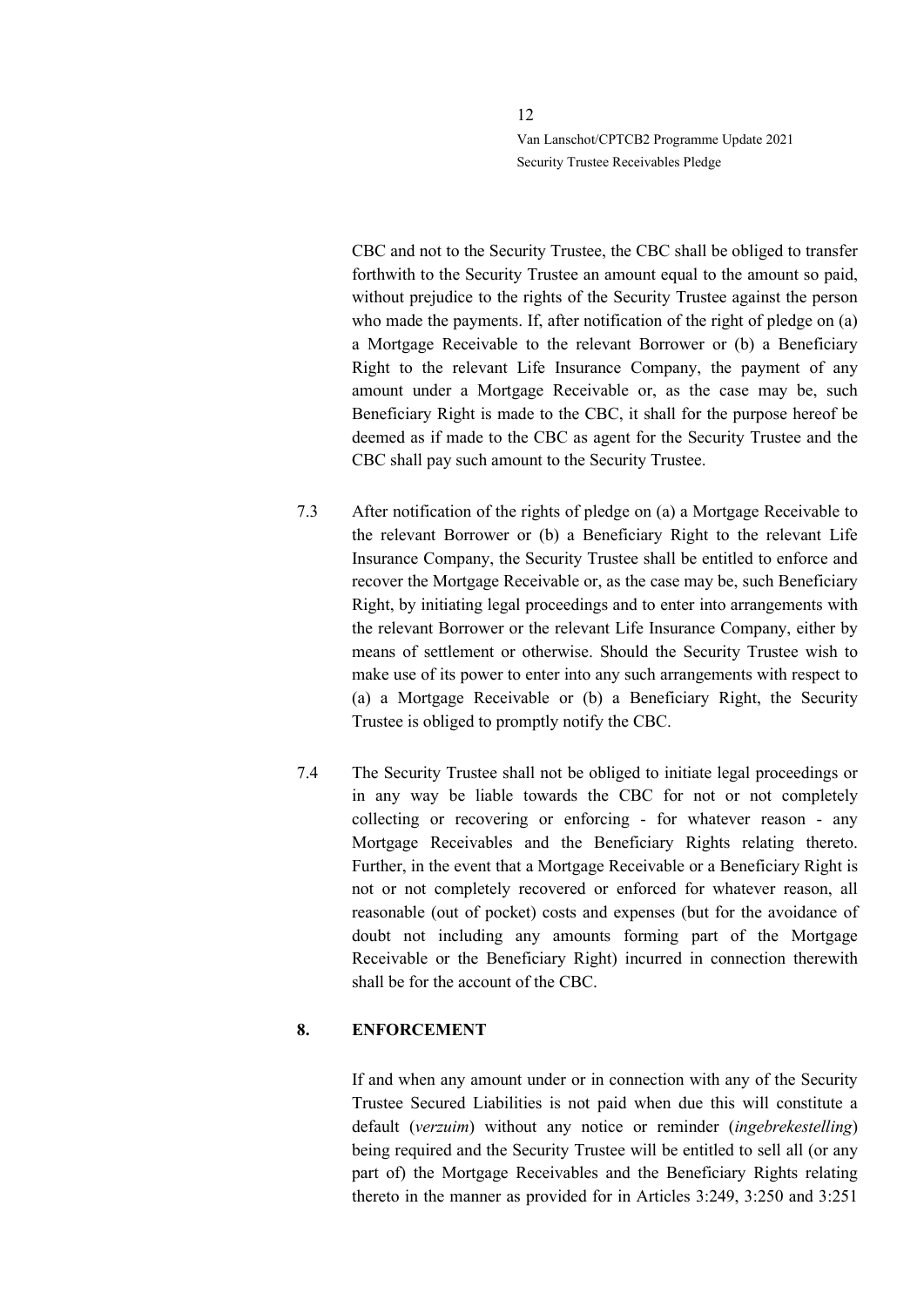CBC and not to the Security Trustee, the CBC shall be obliged to transfer forthwith to the Security Trustee an amount equal to the amount so paid, without prejudice to the rights of the Security Trustee against the person who made the payments. If, after notification of the right of pledge on (a) a Mortgage Receivable to the relevant Borrower or (b) a Beneficiary Right to the relevant Life Insurance Company, the payment of any amount under a Mortgage Receivable or, as the case may be, such Beneficiary Right is made to the CBC, it shall for the purpose hereof be deemed as if made to the CBC as agent for the Security Trustee and the CBC shall pay such amount to the Security Trustee.

7.3 After notification of the rights of pledge on (a) a Mortgage Receivable to the relevant Borrower or (b) a Beneficiary Right to the relevant Life Insurance Company, the Security Trustee shall be entitled to enforce and recover the Mortgage Receivable or, as the case may be, such Beneficiary Right, by initiating legal proceedings and to enter into arrangements with the relevant Borrower or the relevant Life Insurance Company, either by means of settlement or otherwise. Should the Security Trustee wish to make use of its power to enter into any such arrangements with respect to (a) a Mortgage Receivable or (b) a Beneficiary Right, the Security Trustee is obliged to promptly notify the CBC.

7.4 The Security Trustee shall not be obliged to initiate legal proceedings or in any way be liable towards the CBC for not or not completely collecting or recovering or enforcing - for whatever reason - any Mortgage Receivables and the Beneficiary Rights relating thereto. Further, in the event that a Mortgage Receivable or a Beneficiary Right is not or not completely recovered or enforced for whatever reason, all reasonable (out of pocket) costs and expenses (but for the avoidance of doubt not including any amounts forming part of the Mortgage Receivable or the Beneficiary Right) incurred in connection therewith shall be for the account of the CBC.

## 8. ENFORCEMENT

If and when any amount under or in connection with any of the Security Trustee Secured Liabilities is not paid when due this will constitute a default (*verzuim*) without any notice or reminder (*ingebrekestelling*) being required and the Security Trustee will be entitled to sell all (or any part of) the Mortgage Receivables and the Beneficiary Rights relating thereto in the manner as provided for in Articles 3:249, 3:250 and 3:251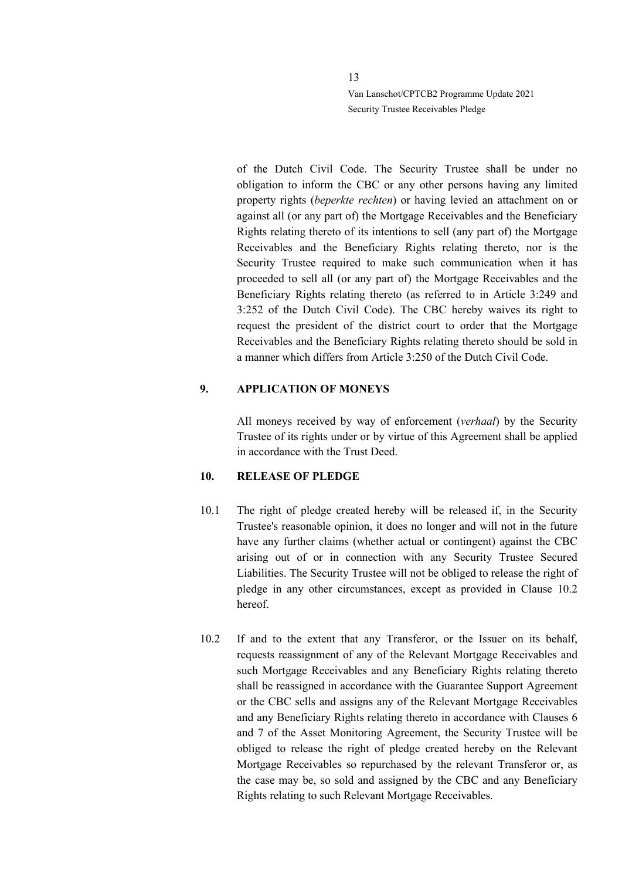of the Dutch Civil Code. The Security Trustee shall be under no obligation to inform the CBC or any other persons having any limited property rights (*beperkte rechten*) or having levied an attachment on or against all (or any part of) the Mortgage Receivables and the Beneficiary Rights relating thereto of its intentions to sell (any part of) the Mortgage Receivables and the Beneficiary Rights relating thereto, nor is the Security Trustee required to make such communication when it has proceeded to sell all (or any part of) the Mortgage Receivables and the Beneficiary Rights relating thereto (as referred to in Article 3:249 and 3:252 of the Dutch Civil Code). The CBC hereby waives its right to request the president of the district court to order that the Mortgage Receivables and the Beneficiary Rights relating thereto should be sold in a manner which differs from Article 3:250 of the Dutch Civil Code.

## 9. APPLICATION OF MONEYS

All moneys received by way of enforcement (*verhaal*) by the Security Trustee of its rights under or by virtue of this Agreement shall be applied in accordance with the Trust Deed.

## 10. RELEASE OF PLEDGE

10.1 The right of pledge created hereby will be released if, in the Security Trustee's reasonable opinion, it does no longer and will not in the future have any further claims (whether actual or contingent) against the CBC arising out of or in connection with any Security Trustee Secured Liabilities. The Security Trustee will not be obliged to release the right of pledge in any other circumstances, except as provided in Clause 10.2 hereof.

10.2 If and to the extent that any Transferor, or the Issuer on its behalf, requests reassignment of any of the Relevant Mortgage Receivables and such Mortgage Receivables and any Beneficiary Rights relating thereto shall be reassigned in accordance with the Guarantee Support Agreement or the CBC sells and assigns any of the Relevant Mortgage Receivables and any Beneficiary Rights relating thereto in accordance with Clauses 6 and 7 of the Asset Monitoring Agreement, the Security Trustee will be obliged to release the right of pledge created hereby on the Relevant Mortgage Receivables so repurchased by the relevant Transferor or, as the case may be, so sold and assigned by the CBC and any Beneficiary Rights relating to such Relevant Mortgage Receivables.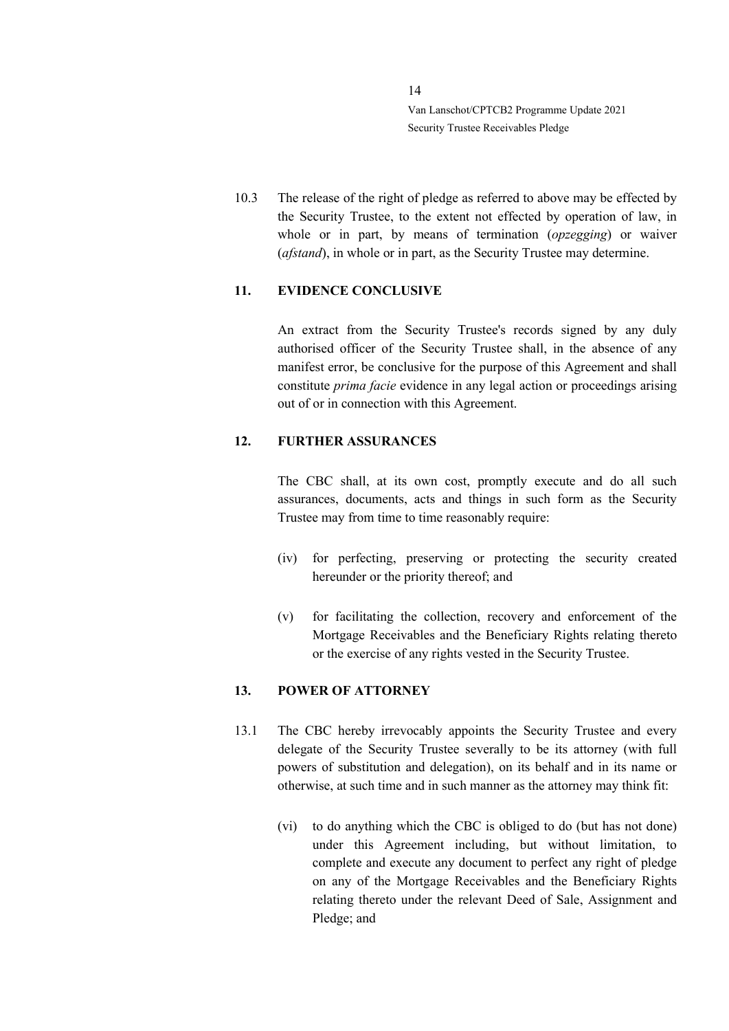10.3 The release of the right of pledge as referred to above may be effected by the Security Trustee, to the extent not effected by operation of law, in whole or in part, by means of termination (*opzegging*) or waiver (*afstand*), in whole or in part, as the Security Trustee may determine.

## 11. EVIDENCE CONCLUSIVE

An extract from the Security Trustee's records signed by any duly authorised officer of the Security Trustee shall, in the absence of any manifest error, be conclusive for the purpose of this Agreement and shall constitute *prima facie* evidence in any legal action or proceedings arising out of or in connection with this Agreement.

## 12. FURTHER ASSURANCES

The CBC shall, at its own cost, promptly execute and do all such assurances, documents, acts and things in such form as the Security Trustee may from time to time reasonably require:

(iv) for perfecting, preserving or protecting the security created hereunder or the priority thereof; and

(v) for facilitating the collection, recovery and enforcement of the Mortgage Receivables and the Beneficiary Rights relating thereto or the exercise of any rights vested in the Security Trustee.

## 13. POWER OF ATTORNEY

13.1 The CBC hereby irrevocably appoints the Security Trustee and every delegate of the Security Trustee severally to be its attorney (with full powers of substitution and delegation), on its behalf and in its name or otherwise, at such time and in such manner as the attorney may think fit:

(vi) to do anything which the CBC is obliged to do (but has not done) under this Agreement including, but without limitation, to complete and execute any document to perfect any right of pledge on any of the Mortgage Receivables and the Beneficiary Rights relating thereto under the relevant Deed of Sale, Assignment and Pledge; and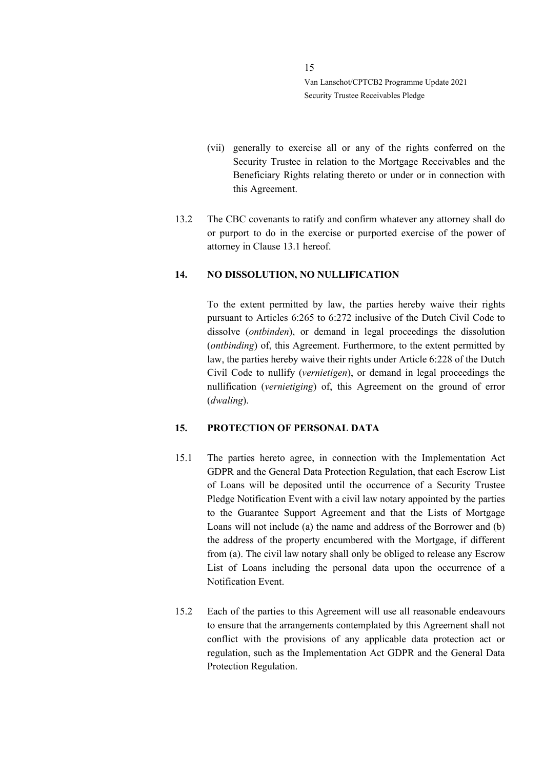(vii) generally to exercise all or any of the rights conferred on the Security Trustee in relation to the Mortgage Receivables and the Beneficiary Rights relating thereto or under or in connection with this Agreement.

13.2 The CBC covenants to ratify and confirm whatever any attorney shall do or purport to do in the exercise or purported exercise of the power of attorney in Clause 13.1 hereof.

## 14. NO DISSOLUTION, NO NULLIFICATION

To the extent permitted by law, the parties hereby waive their rights pursuant to Articles 6:265 to 6:272 inclusive of the Dutch Civil Code to dissolve (*ontbinden*), or demand in legal proceedings the dissolution (*ontbinding*) of, this Agreement. Furthermore, to the extent permitted by law, the parties hereby waive their rights under Article 6:228 of the Dutch Civil Code to nullify (*vernietigen*), or demand in legal proceedings the nullification (*vernietiging*) of, this Agreement on the ground of error (*dwaling*).

## 15. PROTECTION OF PERSONAL DATA

15.1 The parties hereto agree, in connection with the Implementation Act GDPR and the General Data Protection Regulation, that each Escrow List of Loans will be deposited until the occurrence of a Security Trustee Pledge Notification Event with a civil law notary appointed by the parties to the Guarantee Support Agreement and that the Lists of Mortgage Loans will not include (a) the name and address of the Borrower and (b) the address of the property encumbered with the Mortgage, if different from (a). The civil law notary shall only be obliged to release any Escrow List of Loans including the personal data upon the occurrence of a Notification Event.

15.2 Each of the parties to this Agreement will use all reasonable endeavours to ensure that the arrangements contemplated by this Agreement shall not conflict with the provisions of any applicable data protection act or regulation, such as the Implementation Act GDPR and the General Data Protection Regulation.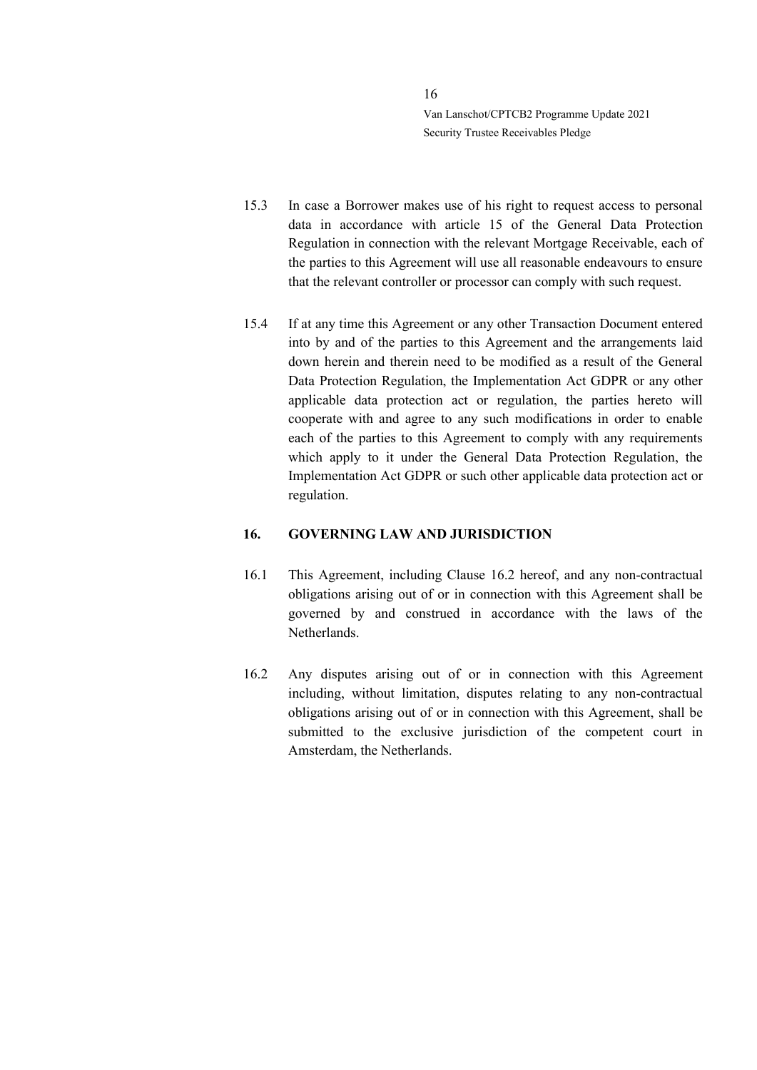15.3 In case a Borrower makes use of his right to request access to personal data in accordance with article 15 of the General Data Protection Regulation in connection with the relevant Mortgage Receivable, each of the parties to this Agreement will use all reasonable endeavours to ensure that the relevant controller or processor can comply with such request.

15.4 If at any time this Agreement or any other Transaction Document entered into by and of the parties to this Agreement and the arrangements laid down herein and therein need to be modified as a result of the General Data Protection Regulation, the Implementation Act GDPR or any other applicable data protection act or regulation, the parties hereto will cooperate with and agree to any such modifications in order to enable each of the parties to this Agreement to comply with any requirements which apply to it under the General Data Protection Regulation, the Implementation Act GDPR or such other applicable data protection act or regulation.

## 16. GOVERNING LAW AND JURISDICTION

16.1 This Agreement, including Clause 16.2 hereof, and any non-contractual obligations arising out of or in connection with this Agreement shall be governed by and construed in accordance with the laws of the Netherlands.

16.2 Any disputes arising out of or in connection with this Agreement including, without limitation, disputes relating to any non-contractual obligations arising out of or in connection with this Agreement, shall be submitted to the exclusive jurisdiction of the competent court in Amsterdam, the Netherlands.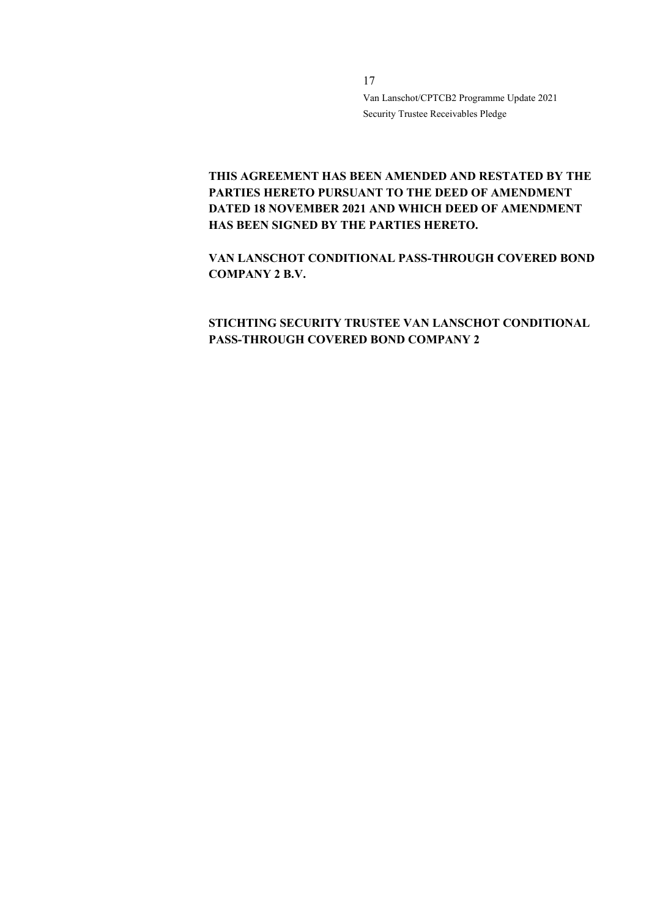**THIS AGREEMENT HAS BEEN AMENDED AND RESTATED BY THE PARTIES HERETO PURSUANT TO THE DEED OF AMENDMENT DATED 18 NOVEMBER 2021 AND WHICH DEED OF AMENDMENT HAS BEEN SIGNED BY THE PARTIES HERETO.**

**VAN LANSCHOT CONDITIONAL PASS-THROUGH COVERED BOND COMPANY 2 B.V.**

**STICHTING SECURITY TRUSTEE VAN LANSCHOT CONDITIONAL PASS-THROUGH COVERED BOND COMPANY 2**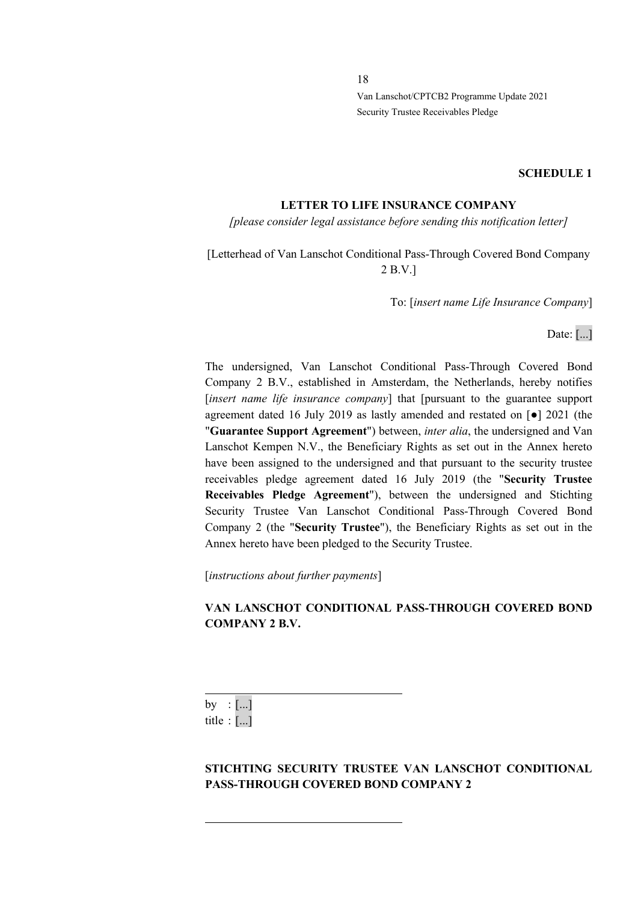**SCHEDULE 1**

**LETTER TO LIFE INSURANCE COMPANY**

*[please consider legal assistance before sending this notification letter]*

[Letterhead of Van Lanschot Conditional Pass-Through Covered Bond Company 2 B.V.]

To: [*insert name Life Insurance Company*]

Date: [...]

The undersigned, Van Lanschot Conditional Pass-Through Covered Bond Company 2 B.V., established in Amsterdam, the Netherlands, hereby notifies [*insert name life insurance company*] that [pursuant to the guarantee support agreement dated 16 July 2019 as lastly amended and restated on [●] 2021 (the "**Guarantee Support Agreement**") between, *inter alia*, the undersigned and Van Lanschot Kempen N.V., the Beneficiary Rights as set out in the Annex hereto have been assigned to the undersigned and that pursuant to the security trustee receivables pledge agreement dated 16 July 2019 (the "**Security Trustee Receivables Pledge Agreement**"), between the undersigned and Stichting Security Trustee Van Lanschot Conditional Pass-Through Covered Bond Company 2 (the "**Security Trustee**"), the Beneficiary Rights as set out in the Annex hereto have been pledged to the Security Trustee.

[*instructions about further payments*]

**VAN LANSCHOT CONDITIONAL PASS-THROUGH COVERED BOND COMPANY 2 B.V.**

by : [...]
title : [...]

**STICHTING SECURITY TRUSTEE VAN LANSCHOT CONDITIONAL PASS-THROUGH COVERED BOND COMPANY 2**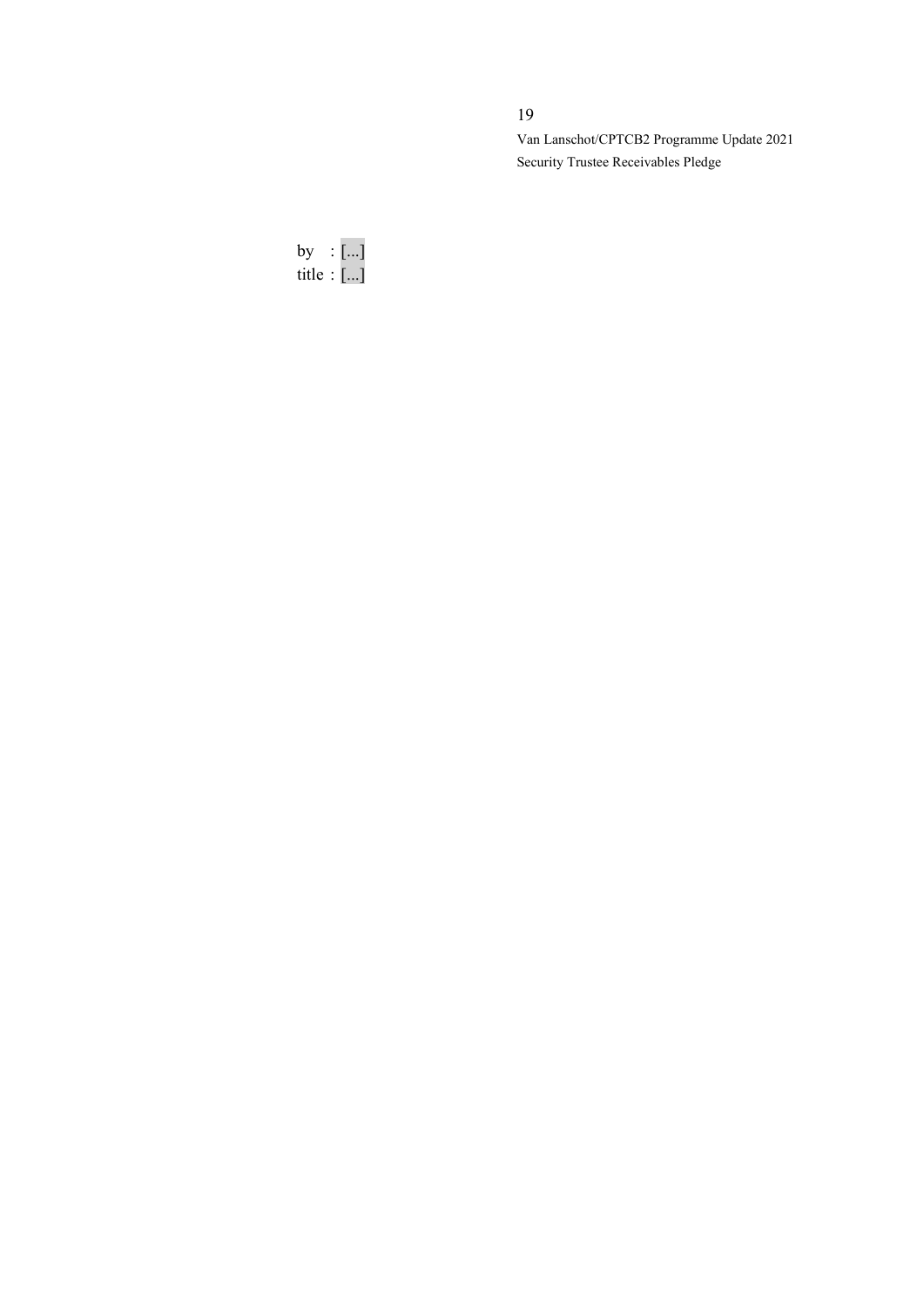by : [...]
title : [...]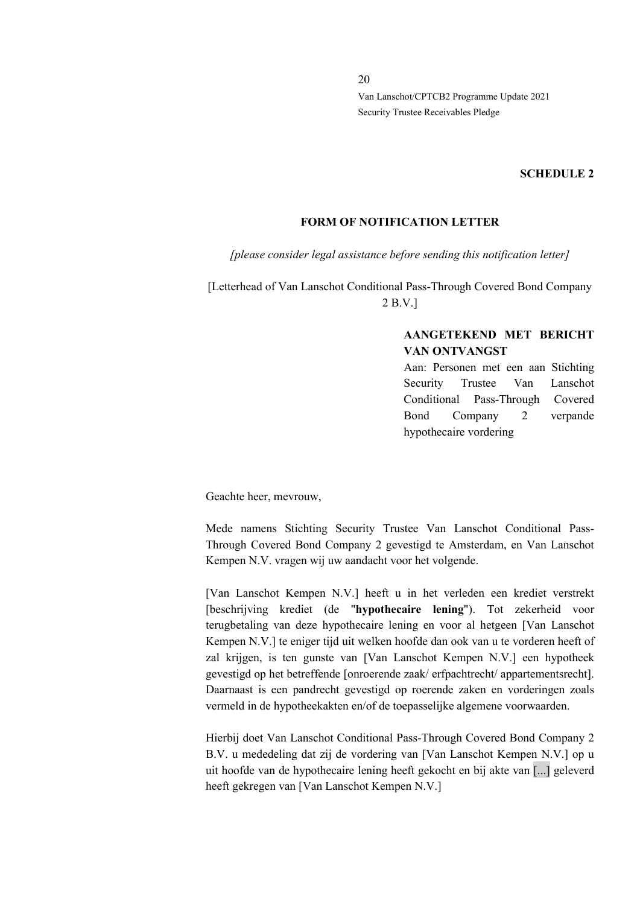**SCHEDULE 2**

**FORM OF NOTIFICATION LETTER**

*[please consider legal assistance before sending this notification letter]*

[Letterhead of Van Lanschot Conditional Pass-Through Covered Bond Company 2 B.V.]

**AANGETEKEND MET BERICHT VAN ONTVANGST**
Aan: Personen met een aan Stichting Security Trustee Van Lanschot Conditional Pass-Through Covered Bond Company 2 verpande hypothecaire vordering

Geachte heer, mevrouw,

Mede namens Stichting Security Trustee Van Lanschot Conditional Pass-Through Covered Bond Company 2 gevestigd te Amsterdam, en Van Lanschot Kempen N.V. vragen wij uw aandacht voor het volgende.

[Van Lanschot Kempen N.V.] heeft u in het verleden een krediet verstrekt [beschrijving krediet (de "**hypothecaire lening**"). Tot zekerheid voor terugbetaling van deze hypothecaire lening en voor al hetgeen [Van Lanschot Kempen N.V.] te eniger tijd uit welken hoofde dan ook van u te vorderen heeft of zal krijgen, is ten gunste van [Van Lanschot Kempen N.V.] een hypotheek gevestigd op het betreffende [onroerende zaak/ erfpachtrecht/ appartementsrecht]. Daarnaast is een pandrecht gevestigd op roerende zaken en vorderingen zoals vermeld in de hypotheekakten en/of de toepasselijke algemene voorwaarden.

Hierbij doet Van Lanschot Conditional Pass-Through Covered Bond Company 2 B.V. u mededeling dat zij de vordering van [Van Lanschot Kempen N.V.] op u uit hoofde van de hypothecaire lening heeft gekocht en bij akte van [...] geleverd heeft gekregen van [Van Lanschot Kempen N.V.]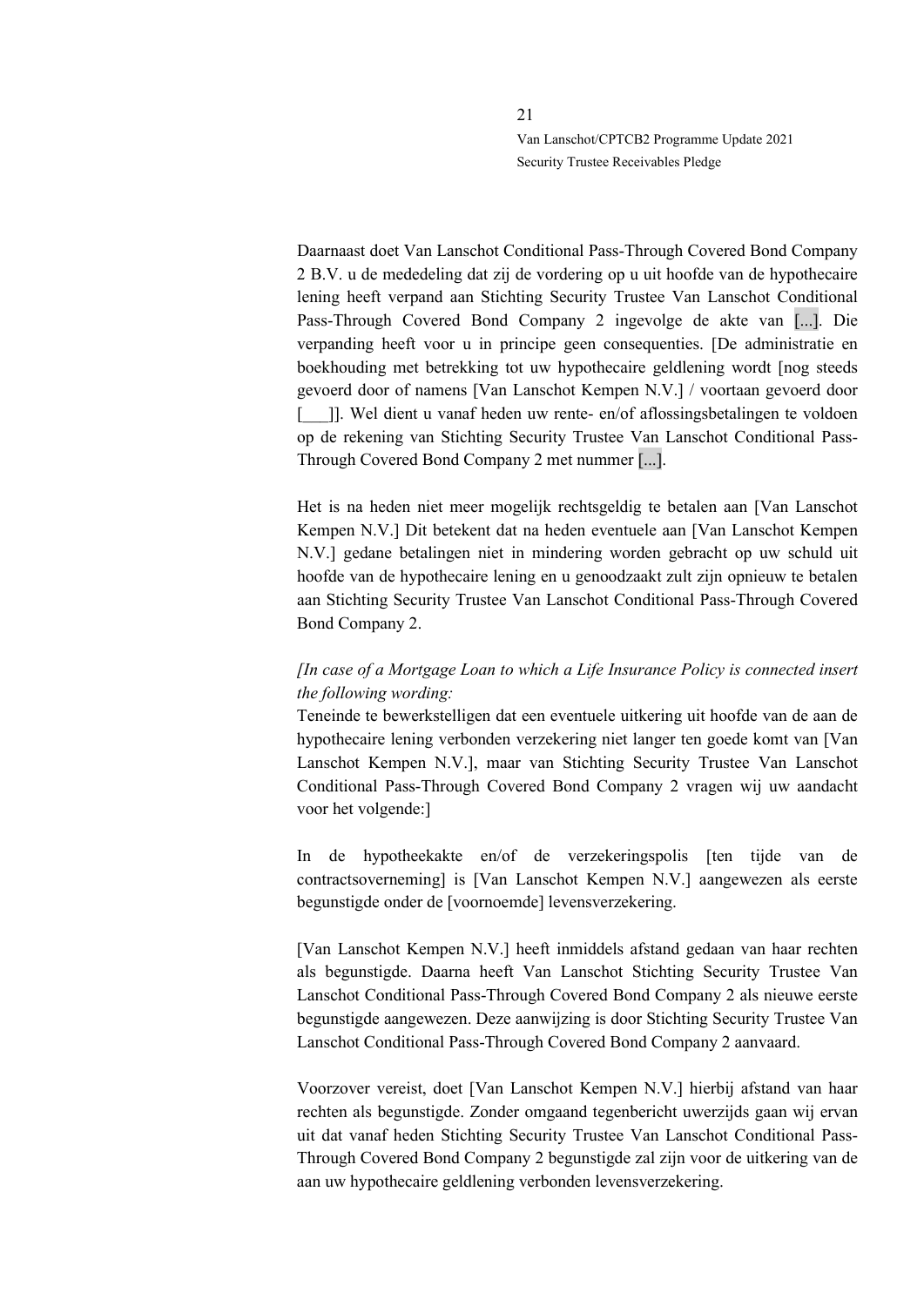Daarnaast doet Van Lanschot Conditional Pass-Through Covered Bond Company 2 B.V. u de mededeling dat zij de vordering op u uit hoofde van de hypothecaire lening heeft verpand aan Stichting Security Trustee Van Lanschot Conditional Pass-Through Covered Bond Company 2 ingevolge de akte van [...]. Die verpanding heeft voor u in principe geen consequenties. [De administratie en boekhouding met betrekking tot uw hypothecaire geldlening wordt [nog steeds gevoerd door of namens [Van Lanschot Kempen N.V.] / voortaan gevoerd door [___]]. Wel dient u vanaf heden uw rente- en/of aflossingsbetalingen te voldoen op de rekening van Stichting Security Trustee Van Lanschot Conditional Pass-Through Covered Bond Company 2 met nummer [...].

Het is na heden niet meer mogelijk rechtsgeldig te betalen aan [Van Lanschot Kempen N.V.] Dit betekent dat na heden eventuele aan [Van Lanschot Kempen N.V.] gedane betalingen niet in mindering worden gebracht op uw schuld uit hoofde van de hypothecaire lening en u genoodzaakt zult zijn opnieuw te betalen aan Stichting Security Trustee Van Lanschot Conditional Pass-Through Covered Bond Company 2.

*[In case of a Mortgage Loan to which a Life Insurance Policy is connected insert the following wording:*
Teneinde te bewerkstelligen dat een eventuele uitkering uit hoofde van de aan de hypothecaire lening verbonden verzekering niet langer ten goede komt van [Van Lanschot Kempen N.V.], maar van Stichting Security Trustee Van Lanschot Conditional Pass-Through Covered Bond Company 2 vragen wij uw aandacht voor het volgende:]

In de hypotheekakte en/of de verzekeringspolis [ten tijde van de contractsoverneming] is [Van Lanschot Kempen N.V.] aangewezen als eerste begunstigde onder de [voornoemde] levensverzekering.

[Van Lanschot Kempen N.V.] heeft inmiddels afstand gedaan van haar rechten als begunstigde. Daarna heeft Van Lanschot Stichting Security Trustee Van Lanschot Conditional Pass-Through Covered Bond Company 2 als nieuwe eerste begunstigde aangewezen. Deze aanwijzing is door Stichting Security Trustee Van Lanschot Conditional Pass-Through Covered Bond Company 2 aanvaard.

Voorzover vereist, doet [Van Lanschot Kempen N.V.] hierbij afstand van haar rechten als begunstigde. Zonder omgaand tegenbericht uwerzijds gaan wij ervan uit dat vanaf heden Stichting Security Trustee Van Lanschot Conditional Pass-Through Covered Bond Company 2 begunstigde zal zijn voor de uitkering van de aan uw hypothecaire geldlening verbonden levensverzekering.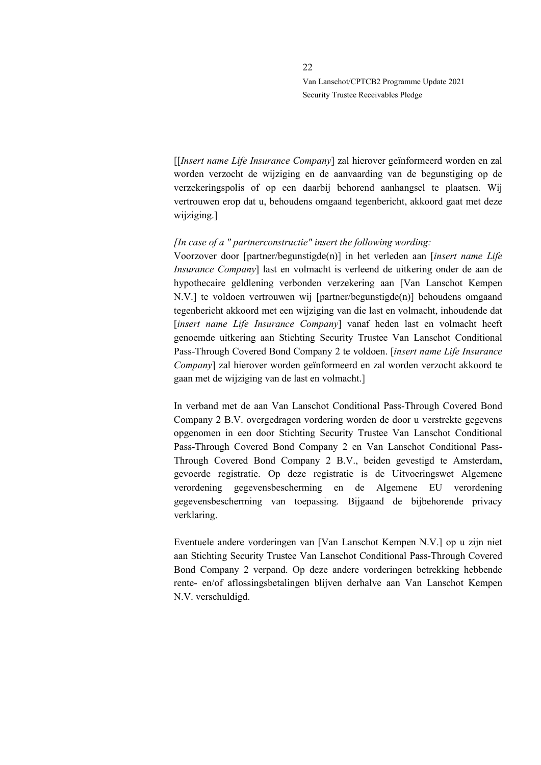[[*Insert name Life Insurance Company*] zal hierover geïnformeerd worden en zal worden verzocht de wijziging en de aanvaarding van de begunstiging op de verzekeringspolis of op een daarbij behorend aanhangsel te plaatsen. Wij vertrouwen erop dat u, behoudens omgaand tegenbericht, akkoord gaat met deze wijziging.]

*[In case of a " partnerconstructie" insert the following wording:*
Voorzover door [partner/begunstigde(n)] in het verleden aan [*insert name Life Insurance Company*] last en volmacht is verleend de uitkering onder de aan de hypothecaire geldlening verbonden verzekering aan [Van Lanschot Kempen N.V.] te voldoen vertrouwen wij [partner/begunstigde(n)] behoudens omgaand tegenbericht akkoord met een wijziging van die last en volmacht, inhoudende dat [*insert name Life Insurance Company*] vanaf heden last en volmacht heeft genoemde uitkering aan Stichting Security Trustee Van Lanschot Conditional Pass-Through Covered Bond Company 2 te voldoen. [*insert name Life Insurance Company*] zal hierover worden geïnformeerd en zal worden verzocht akkoord te gaan met de wijziging van de last en volmacht.]

In verband met de aan Van Lanschot Conditional Pass-Through Covered Bond Company 2 B.V. overgedragen vordering worden de door u verstrekte gegevens opgenomen in een door Stichting Security Trustee Van Lanschot Conditional Pass-Through Covered Bond Company 2 en Van Lanschot Conditional Pass-Through Covered Bond Company 2 B.V., beiden gevestigd te Amsterdam, gevoerde registratie. Op deze registratie is de Uitvoeringswet Algemene verordening gegevensbescherming en de Algemene EU verordening gegevensbescherming van toepassing. Bijgaand de bijbehorende privacy verklaring.

Eventuele andere vorderingen van [Van Lanschot Kempen N.V.] op u zijn niet aan Stichting Security Trustee Van Lanschot Conditional Pass-Through Covered Bond Company 2 verpand. Op deze andere vorderingen betrekking hebbende rente- en/of aflossingsbetalingen blijven derhalve aan Van Lanschot Kempen N.V. verschuldigd.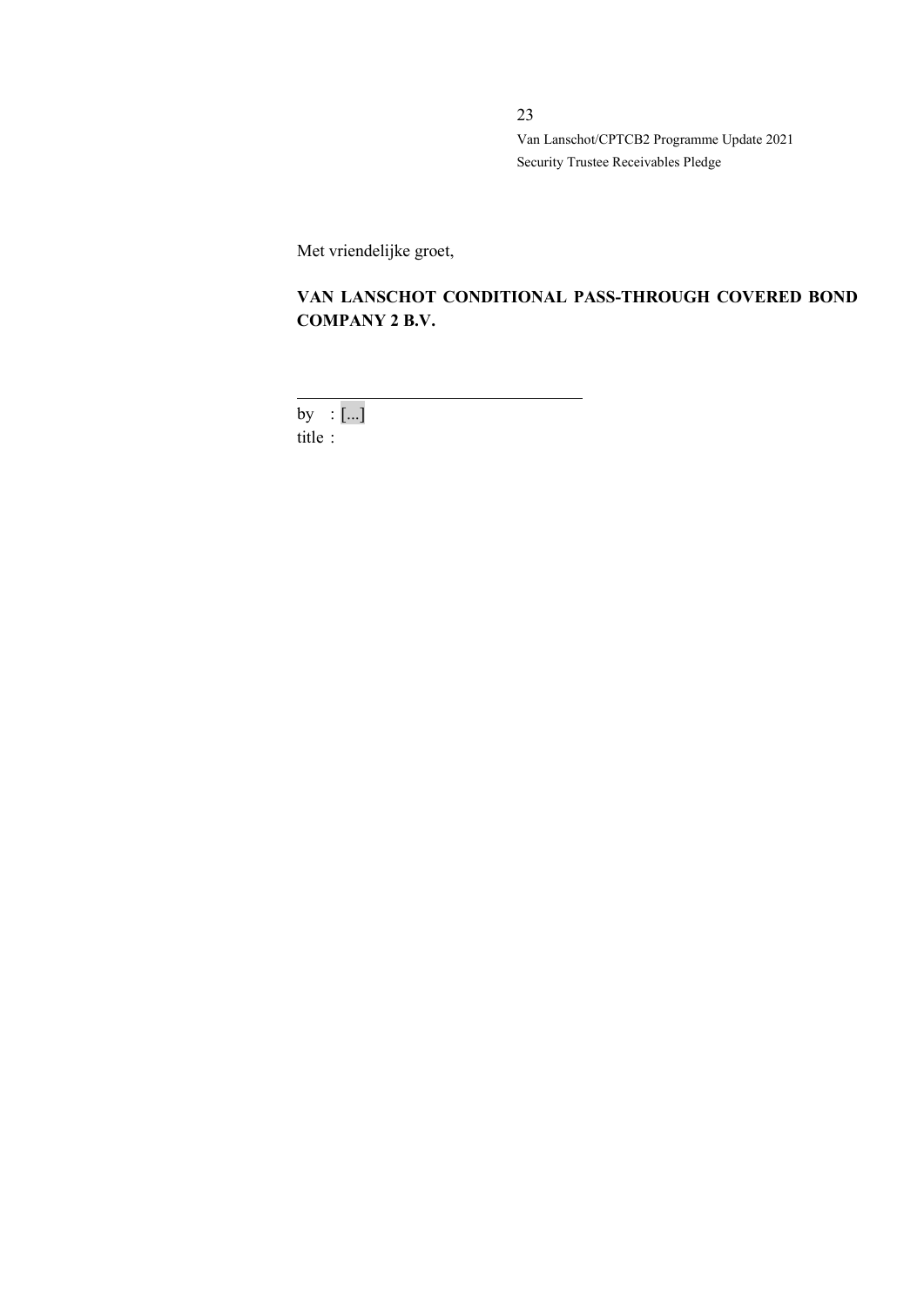Met vriendelijke groet,

**VAN LANSCHOT CONDITIONAL PASS-THROUGH COVERED BOND COMPANY 2 B.V.**

\_\_\_\_\_\_\_\_\_\_\_\_\_\_\_\_\_\_\_\_\_\_\_\_\_\_\_\_\_\_\_\_\_\_

by : [...]

title :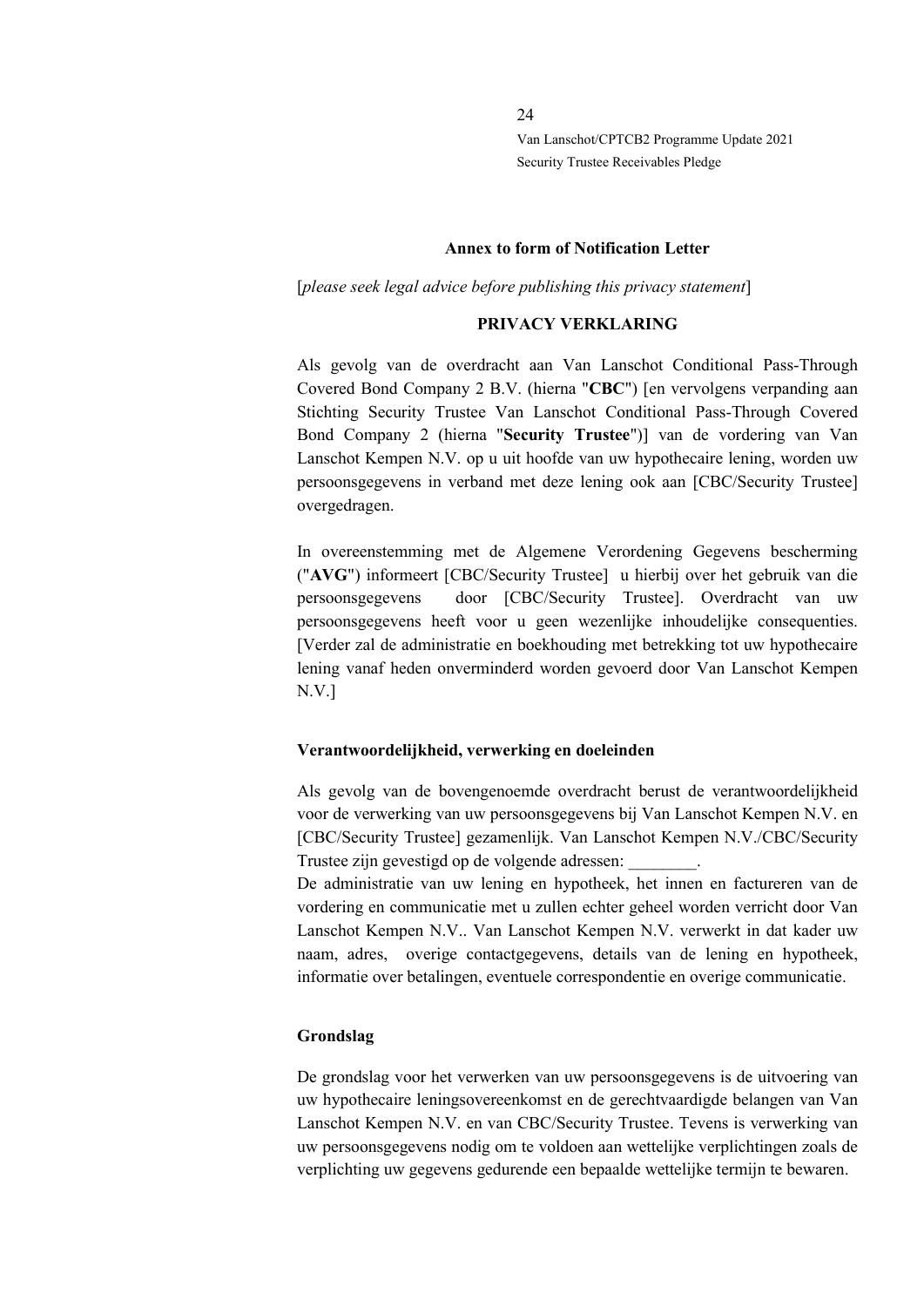**Annex to form of Notification Letter**

[*please seek legal advice before publishing this privacy statement*]

**PRIVACY VERKLARING**

Als gevolg van de overdracht aan Van Lanschot Conditional Pass-Through Covered Bond Company 2 B.V. (hierna "**CBC**") [en vervolgens verpanding aan Stichting Security Trustee Van Lanschot Conditional Pass-Through Covered Bond Company 2 (hierna "**Security Trustee**")] van de vordering van Van Lanschot Kempen N.V. op u uit hoofde van uw hypothecaire lening, worden uw persoonsgegevens in verband met deze lening ook aan [CBC/Security Trustee] overgedragen.

In overeenstemming met de Algemene Verordening Gegevens bescherming ("**AVG**") informeert [CBC/Security Trustee] u hierbij over het gebruik van die persoonsgegevens door [CBC/Security Trustee]. Overdracht van uw persoonsgegevens heeft voor u geen wezenlijke inhoudelijke consequenties. [Verder zal de administratie en boekhouding met betrekking tot uw hypothecaire lening vanaf heden onverminderd worden gevoerd door Van Lanschot Kempen N.V.]

**Verantwoordelijkheid, verwerking en doeleinden**

Als gevolg van de bovengenoemde overdracht berust de verantwoordelijkheid voor de verwerking van uw persoonsgegevens bij Van Lanschot Kempen N.V. en [CBC/Security Trustee] gezamenlijk. Van Lanschot Kempen N.V./CBC/Security Trustee zijn gevestigd op de volgende adressen: ________.
De administratie van uw lening en hypotheek, het innen en factureren van de vordering en communicatie met u zullen echter geheel worden verricht door Van Lanschot Kempen N.V.. Van Lanschot Kempen N.V. verwerkt in dat kader uw naam, adres, overige contactgegevens, details van de lening en hypotheek, informatie over betalingen, eventuele correspondentie en overige communicatie.

**Grondslag**

De grondslag voor het verwerken van uw persoonsgegevens is de uitvoering van uw hypothecaire leningsovereenkomst en de gerechtvaardigde belangen van Van Lanschot Kempen N.V. en van CBC/Security Trustee. Tevens is verwerking van uw persoonsgegevens nodig om te voldoen aan wettelijke verplichtingen zoals de verplichting uw gegevens gedurende een bepaalde wettelijke termijn te bewaren.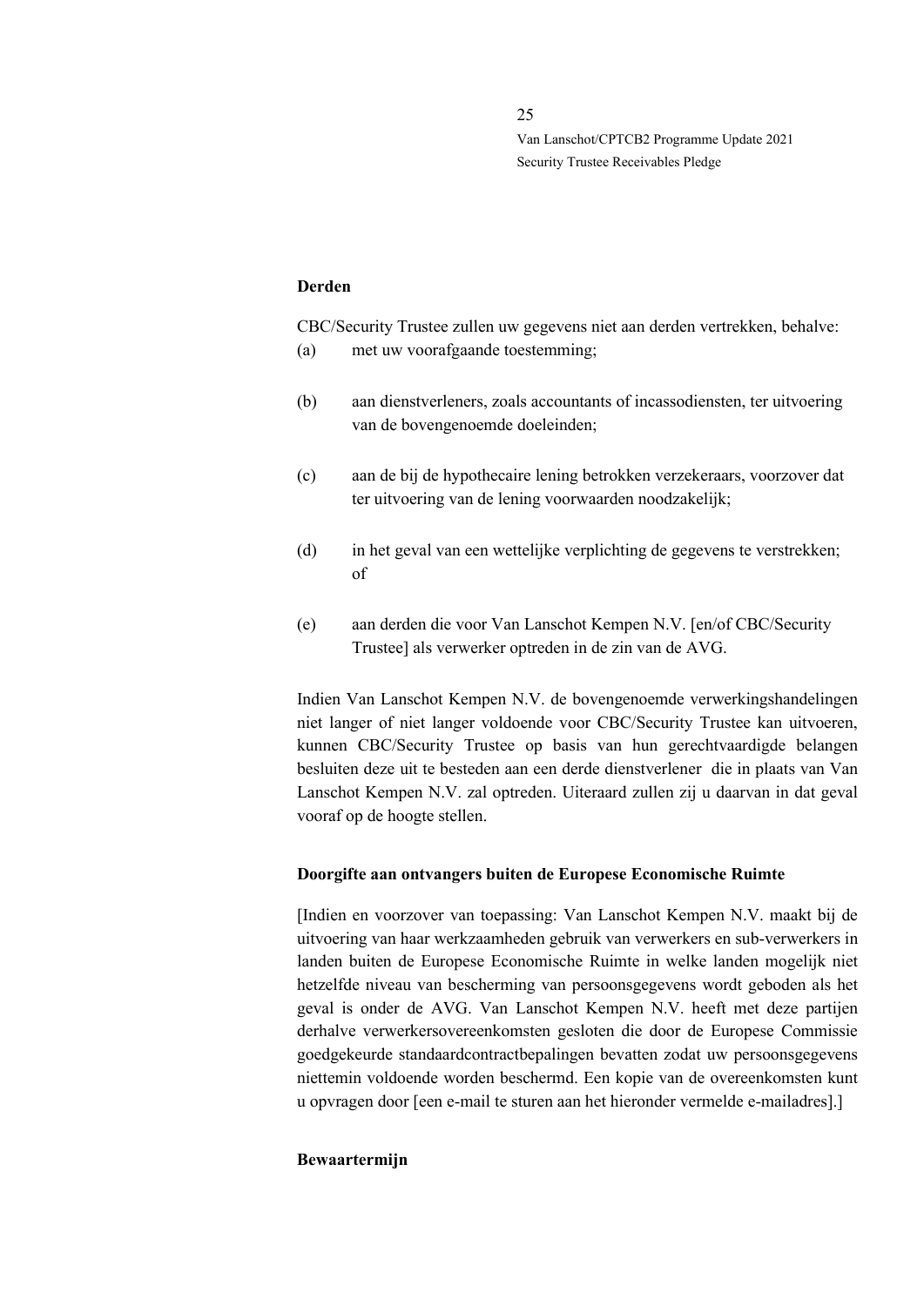**Derden**

CBC/Security Trustee zullen uw gegevens niet aan derden vertrekken, behalve:

(a) met uw voorafgaande toestemming;

(b) aan dienstverleners, zoals accountants of incassodiensten, ter uitvoering van de bovengenoemde doeleinden;

(c) aan de bij de hypothecaire lening betrokken verzekeraars, voorzover dat ter uitvoering van de lening voorwaarden noodzakelijk;

(d) in het geval van een wettelijke verplichting de gegevens te verstrekken; of

(e) aan derden die voor Van Lanschot Kempen N.V. [en/of CBC/Security Trustee] als verwerker optreden in de zin van de AVG.

Indien Van Lanschot Kempen N.V. de bovengenoemde verwerkingshandelingen niet langer of niet langer voldoende voor CBC/Security Trustee kan uitvoeren, kunnen CBC/Security Trustee op basis van hun gerechtvaardigde belangen besluiten deze uit te besteden aan een derde dienstverlener die in plaats van Van Lanschot Kempen N.V. zal optreden. Uiteraard zullen zij u daarvan in dat geval vooraf op de hoogte stellen.

**Doorgifte aan ontvangers buiten de Europese Economische Ruimte**

[Indien en voorzover van toepassing: Van Lanschot Kempen N.V. maakt bij de uitvoering van haar werkzaamheden gebruik van verwerkers en sub-verwerkers in landen buiten de Europese Economische Ruimte in welke landen mogelijk niet hetzelfde niveau van bescherming van persoonsgegevens wordt geboden als het geval is onder de AVG. Van Lanschot Kempen N.V. heeft met deze partijen derhalve verwerkersovereenkomsten gesloten die door de Europese Commissie goedgekeurde standaardcontractbepalingen bevatten zodat uw persoonsgegevens niettemin voldoende worden beschermd. Een kopie van de overeenkomsten kunt u opvragen door [een e-mail te sturen aan het hieronder vermelde e-mailadres].]

**Bewaartermijn**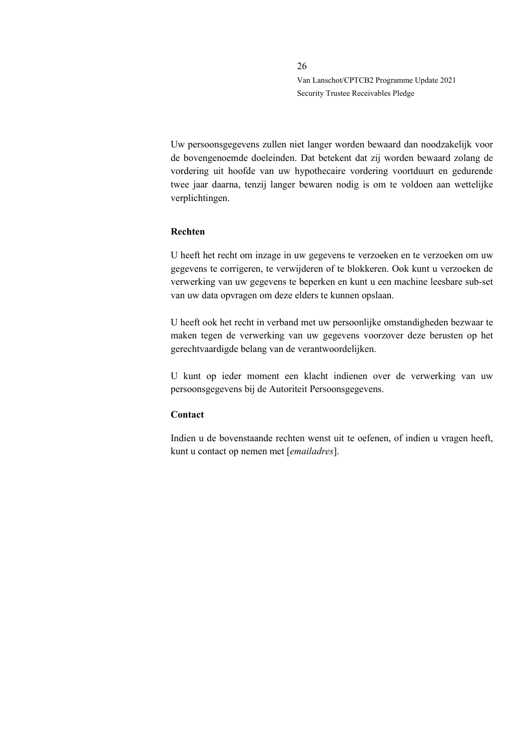Uw persoonsgegevens zullen niet langer worden bewaard dan noodzakelijk voor de bovengenoemde doeleinden. Dat betekent dat zij worden bewaard zolang de vordering uit hoofde van uw hypothecaire vordering voortduurt en gedurende twee jaar daarna, tenzij langer bewaren nodig is om te voldoen aan wettelijke verplichtingen.

**Rechten**

U heeft het recht om inzage in uw gegevens te verzoeken en te verzoeken om uw gegevens te corrigeren, te verwijderen of te blokkeren. Ook kunt u verzoeken de verwerking van uw gegevens te beperken en kunt u een machine leesbare sub-set van uw data opvragen om deze elders te kunnen opslaan.

U heeft ook het recht in verband met uw persoonlijke omstandigheden bezwaar te maken tegen de verwerking van uw gegevens voorzover deze berusten op het gerechtvaardigde belang van de verantwoordelijken.

U kunt op ieder moment een klacht indienen over de verwerking van uw persoonsgegevens bij de Autoriteit Persoonsgegevens.

**Contact**

Indien u de bovenstaande rechten wenst uit te oefenen, of indien u vragen heeft, kunt u contact op nemen met [*emailadres*].